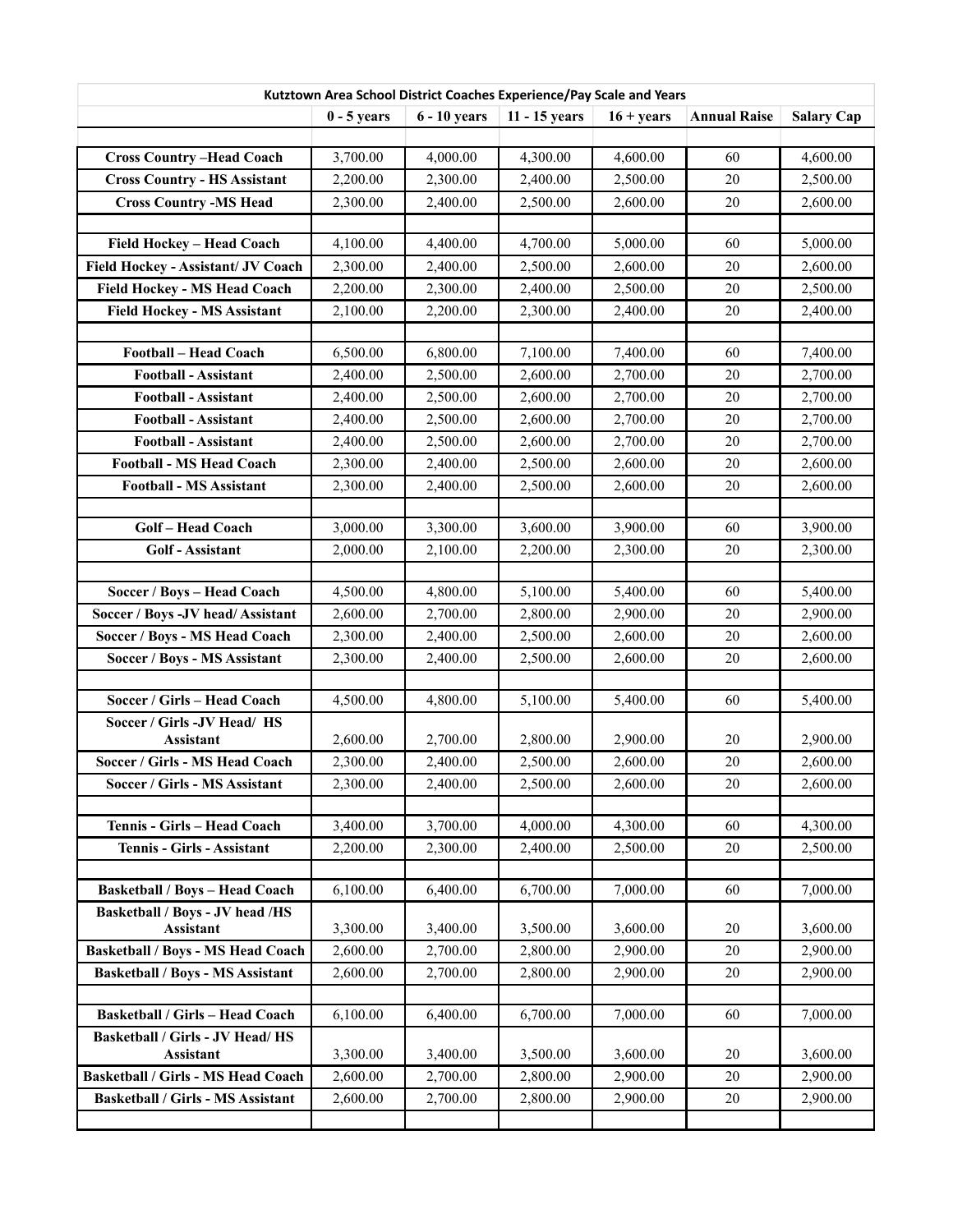| Kutztown Area School District Coaches Experience/Pay Scale and Years | | | | | | |
|---|---|---|---|---|---|---|
| | **0 - 5 years** | **6 - 10 years** | **11 - 15 years** | **16 + years** | **Annual Raise** | **Salary Cap** |
| | | | | | | |
| **Cross Country –Head Coach** | 3,700.00 | 4,000.00 | 4,300.00 | 4,600.00 | 60 | 4,600.00 |
| **Cross Country - HS Assistant** | 2,200.00 | 2,300.00 | 2,400.00 | 2,500.00 | 20 | 2,500.00 |
| **Cross Country -MS Head** | 2,300.00 | 2,400.00 | 2,500.00 | 2,600.00 | 20 | 2,600.00 |
| | | | | | | |
| **Field Hockey – Head Coach** | 4,100.00 | 4,400.00 | 4,700.00 | 5,000.00 | 60 | 5,000.00 |
| **Field Hockey - Assistant/ JV Coach** | 2,300.00 | 2,400.00 | 2,500.00 | 2,600.00 | 20 | 2,600.00 |
| **Field Hockey - MS Head Coach** | 2,200.00 | 2,300.00 | 2,400.00 | 2,500.00 | 20 | 2,500.00 |
| **Field Hockey - MS Assistant** | 2,100.00 | 2,200.00 | 2,300.00 | 2,400.00 | 20 | 2,400.00 |
| | | | | | | |
| **Football – Head Coach** | 6,500.00 | 6,800.00 | 7,100.00 | 7,400.00 | 60 | 7,400.00 |
| **Football - Assistant** | 2,400.00 | 2,500.00 | 2,600.00 | 2,700.00 | 20 | 2,700.00 |
| **Football - Assistant** | 2,400.00 | 2,500.00 | 2,600.00 | 2,700.00 | 20 | 2,700.00 |
| **Football - Assistant** | 2,400.00 | 2,500.00 | 2,600.00 | 2,700.00 | 20 | 2,700.00 |
| **Football - Assistant** | 2,400.00 | 2,500.00 | 2,600.00 | 2,700.00 | 20 | 2,700.00 |
| **Football - MS Head Coach** | 2,300.00 | 2,400.00 | 2,500.00 | 2,600.00 | 20 | 2,600.00 |
| **Football - MS Assistant** | 2,300.00 | 2,400.00 | 2,500.00 | 2,600.00 | 20 | 2,600.00 |
| | | | | | | |
| **Golf – Head Coach** | 3,000.00 | 3,300.00 | 3,600.00 | 3,900.00 | 60 | 3,900.00 |
| **Golf - Assistant** | 2,000.00 | 2,100.00 | 2,200.00 | 2,300.00 | 20 | 2,300.00 |
| | | | | | | |
| **Soccer / Boys – Head Coach** | 4,500.00 | 4,800.00 | 5,100.00 | 5,400.00 | 60 | 5,400.00 |
| **Soccer / Boys -JV head/ Assistant** | 2,600.00 | 2,700.00 | 2,800.00 | 2,900.00 | 20 | 2,900.00 |
| **Soccer / Boys - MS Head Coach** | 2,300.00 | 2,400.00 | 2,500.00 | 2,600.00 | 20 | 2,600.00 |
| **Soccer / Boys - MS Assistant** | 2,300.00 | 2,400.00 | 2,500.00 | 2,600.00 | 20 | 2,600.00 |
| | | | | | | |
| **Soccer / Girls – Head Coach** | 4,500.00 | 4,800.00 | 5,100.00 | 5,400.00 | 60 | 5,400.00 |
| **Soccer / Girls -JV Head/ HS Assistant** | 2,600.00 | 2,700.00 | 2,800.00 | 2,900.00 | 20 | 2,900.00 |
| **Soccer / Girls - MS Head Coach** | 2,300.00 | 2,400.00 | 2,500.00 | 2,600.00 | 20 | 2,600.00 |
| **Soccer / Girls - MS Assistant** | 2,300.00 | 2,400.00 | 2,500.00 | 2,600.00 | 20 | 2,600.00 |
| | | | | | | |
| **Tennis - Girls – Head Coach** | 3,400.00 | 3,700.00 | 4,000.00 | 4,300.00 | 60 | 4,300.00 |
| **Tennis - Girls - Assistant** | 2,200.00 | 2,300.00 | 2,400.00 | 2,500.00 | 20 | 2,500.00 |
| | | | | | | |
| **Basketball / Boys – Head Coach** | 6,100.00 | 6,400.00 | 6,700.00 | 7,000.00 | 60 | 7,000.00 |
| **Basketball / Boys - JV head /HS Assistant** | 3,300.00 | 3,400.00 | 3,500.00 | 3,600.00 | 20 | 3,600.00 |
| **Basketball / Boys - MS Head Coach** | 2,600.00 | 2,700.00 | 2,800.00 | 2,900.00 | 20 | 2,900.00 |
| **Basketball / Boys - MS Assistant** | 2,600.00 | 2,700.00 | 2,800.00 | 2,900.00 | 20 | 2,900.00 |
| | | | | | | |
| **Basketball / Girls – Head Coach** | 6,100.00 | 6,400.00 | 6,700.00 | 7,000.00 | 60 | 7,000.00 |
| **Basketball / Girls - JV Head/ HS Assistant** | 3,300.00 | 3,400.00 | 3,500.00 | 3,600.00 | 20 | 3,600.00 |
| **Basketball / Girls - MS Head Coach** | 2,600.00 | 2,700.00 | 2,800.00 | 2,900.00 | 20 | 2,900.00 |
| **Basketball / Girls - MS Assistant** | 2,600.00 | 2,700.00 | 2,800.00 | 2,900.00 | 20 | 2,900.00 |
| | | | | | | |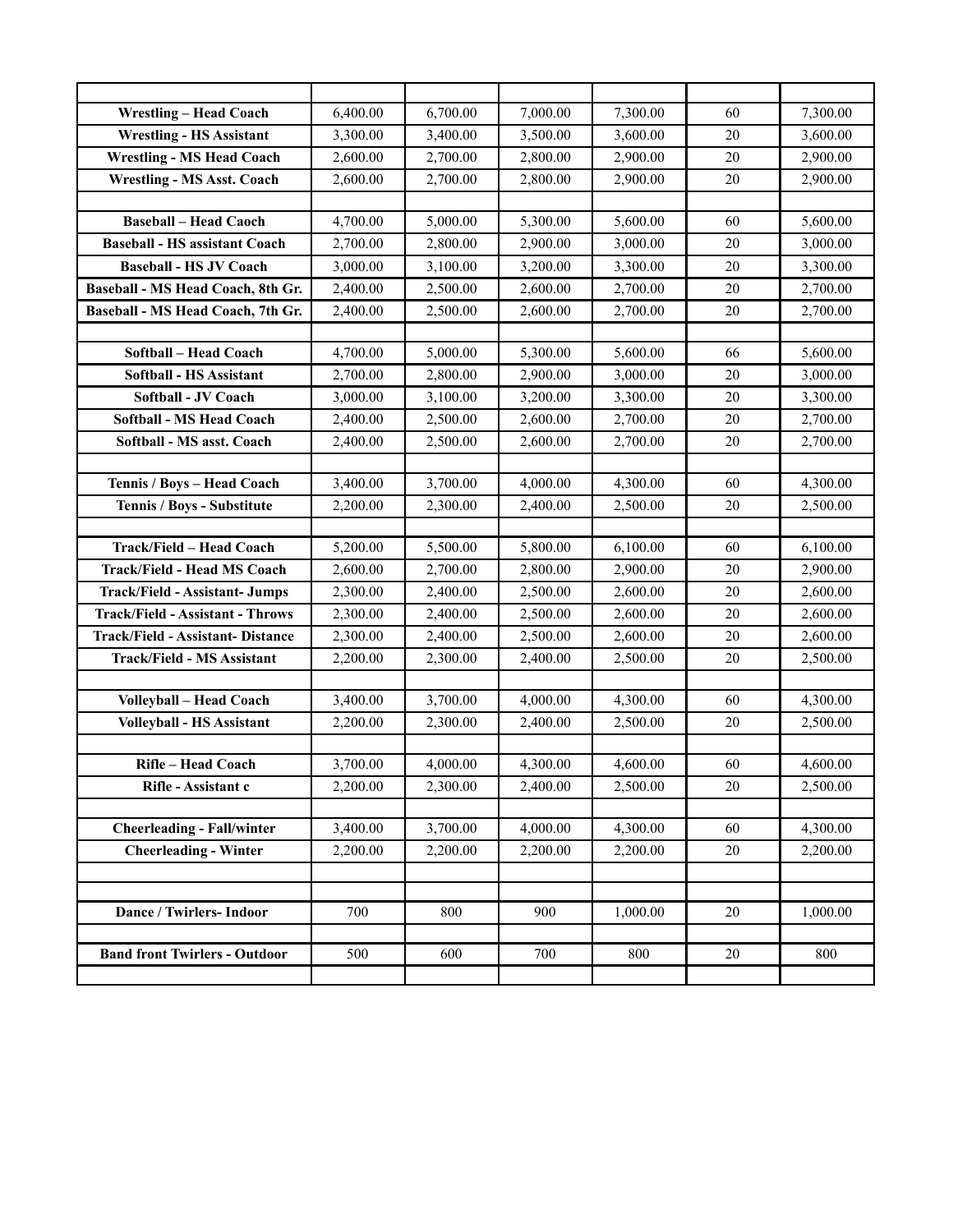| | | | | | | |
|---|---|---|---|---|---|---|
| | | | | | | |
| **Wrestling – Head Coach** | 6,400.00 | 6,700.00 | 7,000.00 | 7,300.00 | 60 | 7,300.00 |
| **Wrestling - HS Assistant** | 3,300.00 | 3,400.00 | 3,500.00 | 3,600.00 | 20 | 3,600.00 |
| **Wrestling - MS Head Coach** | 2,600.00 | 2,700.00 | 2,800.00 | 2,900.00 | 20 | 2,900.00 |
| **Wrestling - MS Asst. Coach** | 2,600.00 | 2,700.00 | 2,800.00 | 2,900.00 | 20 | 2,900.00 |
| | | | | | | |
| **Baseball – Head Caoch** | 4,700.00 | 5,000.00 | 5,300.00 | 5,600.00 | 60 | 5,600.00 |
| **Baseball - HS assistant Coach** | 2,700.00 | 2,800.00 | 2,900.00 | 3,000.00 | 20 | 3,000.00 |
| **Baseball - HS JV Coach** | 3,000.00 | 3,100.00 | 3,200.00 | 3,300.00 | 20 | 3,300.00 |
| **Baseball - MS Head Coach, 8th Gr.** | 2,400.00 | 2,500.00 | 2,600.00 | 2,700.00 | 20 | 2,700.00 |
| **Baseball - MS Head Coach, 7th Gr.** | 2,400.00 | 2,500.00 | 2,600.00 | 2,700.00 | 20 | 2,700.00 |
| | | | | | | |
| **Softball – Head Coach** | 4,700.00 | 5,000.00 | 5,300.00 | 5,600.00 | 66 | 5,600.00 |
| **Softball - HS Assistant** | 2,700.00 | 2,800.00 | 2,900.00 | 3,000.00 | 20 | 3,000.00 |
| **Softball - JV Coach** | 3,000.00 | 3,100.00 | 3,200.00 | 3,300.00 | 20 | 3,300.00 |
| **Softball - MS Head Coach** | 2,400.00 | 2,500.00 | 2,600.00 | 2,700.00 | 20 | 2,700.00 |
| **Softball - MS asst. Coach** | 2,400.00 | 2,500.00 | 2,600.00 | 2,700.00 | 20 | 2,700.00 |
| | | | | | | |
| **Tennis / Boys – Head Coach** | 3,400.00 | 3,700.00 | 4,000.00 | 4,300.00 | 60 | 4,300.00 |
| **Tennis / Boys - Substitute** | 2,200.00 | 2,300.00 | 2,400.00 | 2,500.00 | 20 | 2,500.00 |
| | | | | | | |
| **Track/Field – Head Coach** | 5,200.00 | 5,500.00 | 5,800.00 | 6,100.00 | 60 | 6,100.00 |
| **Track/Field - Head MS Coach** | 2,600.00 | 2,700.00 | 2,800.00 | 2,900.00 | 20 | 2,900.00 |
| **Track/Field - Assistant- Jumps** | 2,300.00 | 2,400.00 | 2,500.00 | 2,600.00 | 20 | 2,600.00 |
| **Track/Field - Assistant - Throws** | 2,300.00 | 2,400.00 | 2,500.00 | 2,600.00 | 20 | 2,600.00 |
| **Track/Field - Assistant- Distance** | 2,300.00 | 2,400.00 | 2,500.00 | 2,600.00 | 20 | 2,600.00 |
| **Track/Field - MS Assistant** | 2,200.00 | 2,300.00 | 2,400.00 | 2,500.00 | 20 | 2,500.00 |
| | | | | | | |
| **Volleyball – Head Coach** | 3,400.00 | 3,700.00 | 4,000.00 | 4,300.00 | 60 | 4,300.00 |
| **Volleyball - HS Assistant** | 2,200.00 | 2,300.00 | 2,400.00 | 2,500.00 | 20 | 2,500.00 |
| | | | | | | |
| **Rifle – Head Coach** | 3,700.00 | 4,000.00 | 4,300.00 | 4,600.00 | 60 | 4,600.00 |
| **Rifle - Assistant c** | 2,200.00 | 2,300.00 | 2,400.00 | 2,500.00 | 20 | 2,500.00 |
| | | | | | | |
| **Cheerleading - Fall/winter** | 3,400.00 | 3,700.00 | 4,000.00 | 4,300.00 | 60 | 4,300.00 |
| **Cheerleading - Winter** | 2,200.00 | 2,200.00 | 2,200.00 | 2,200.00 | 20 | 2,200.00 |
| | | | | | | |
| | | | | | | |
| **Dance / Twirlers- Indoor** | 700 | 800 | 900 | 1,000.00 | 20 | 1,000.00 |
| | | | | | | |
| **Band front Twirlers - Outdoor** | 500 | 600 | 700 | 800 | 20 | 800 |
| | | | | | | |